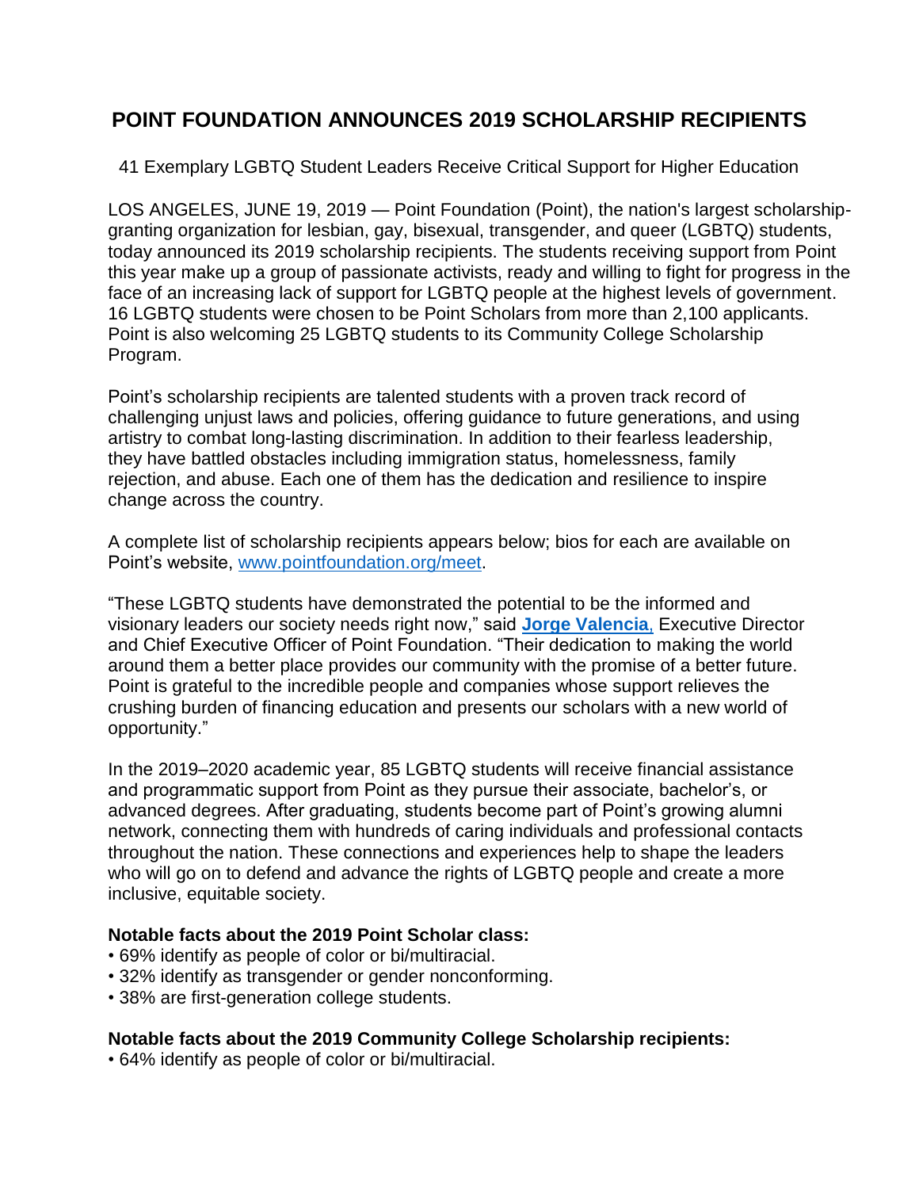# POINT FOUNDATION ANNOUNCES 2019 SCHOLARSHIP RECIPIENTS

41 Exemplary LGBTQ Student Leaders Receive Critical Support for Higher Education

LOS ANGELES, JUNE 19, 2019 — Point Foundation (Point), the nation's largest scholarship-granting organization for lesbian, gay, bisexual, transgender, and queer (LGBTQ) students, today announced its 2019 scholarship recipients. The students receiving support from Point this year make up a group of passionate activists, ready and willing to fight for progress in the face of an increasing lack of support for LGBTQ people at the highest levels of government. 16 LGBTQ students were chosen to be Point Scholars from more than 2,100 applicants. Point is also welcoming 25 LGBTQ students to its Community College Scholarship Program.

Point's scholarship recipients are talented students with a proven track record of challenging unjust laws and policies, offering guidance to future generations, and using artistry to combat long-lasting discrimination. In addition to their fearless leadership, they have battled obstacles including immigration status, homelessness, family rejection, and abuse. Each one of them has the dedication and resilience to inspire change across the country.

A complete list of scholarship recipients appears below; bios for each are available on Point's website, [www.pointfoundation.org/meet](www.pointfoundation.org/meet).

"These LGBTQ students have demonstrated the potential to be the informed and visionary leaders our society needs right now," said **Jorge Valencia**, Executive Director and Chief Executive Officer of Point Foundation. "Their dedication to making the world around them a better place provides our community with the promise of a better future. Point is grateful to the incredible people and companies whose support relieves the crushing burden of financing education and presents our scholars with a new world of opportunity."

In the 2019–2020 academic year, 85 LGBTQ students will receive financial assistance and programmatic support from Point as they pursue their associate, bachelor's, or advanced degrees. After graduating, students become part of Point's growing alumni network, connecting them with hundreds of caring individuals and professional contacts throughout the nation. These connections and experiences help to shape the leaders who will go on to defend and advance the rights of LGBTQ people and create a more inclusive, equitable society.

**Notable facts about the 2019 Point Scholar class:**

- 69% identify as people of color or bi/multiracial.
- 32% identify as transgender or gender nonconforming.
- 38% are first-generation college students.

**Notable facts about the 2019 Community College Scholarship recipients:**

- 64% identify as people of color or bi/multiracial.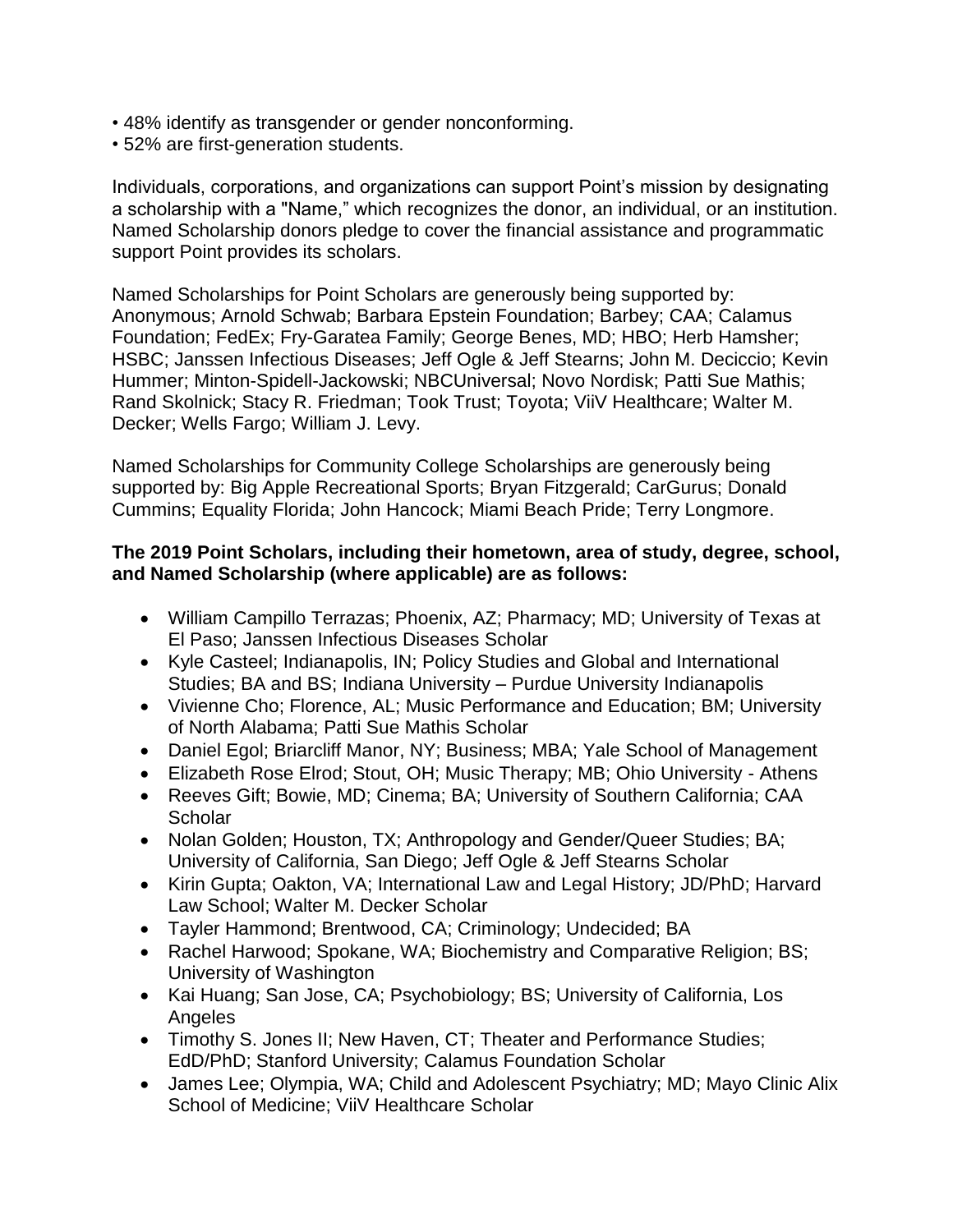- 48% identify as transgender or gender nonconforming.
- 52% are first-generation students.

Individuals, corporations, and organizations can support Point's mission by designating a scholarship with a "Name," which recognizes the donor, an individual, or an institution. Named Scholarship donors pledge to cover the financial assistance and programmatic support Point provides its scholars.

Named Scholarships for Point Scholars are generously being supported by: Anonymous; Arnold Schwab; Barbara Epstein Foundation; Barbey; CAA; Calamus Foundation; FedEx; Fry-Garatea Family; George Benes, MD; HBO; Herb Hamsher; HSBC; Janssen Infectious Diseases; Jeff Ogle & Jeff Stearns; John M. Deciccio; Kevin Hummer; Minton-Spidell-Jackowski; NBCUniversal; Novo Nordisk; Patti Sue Mathis; Rand Skolnick; Stacy R. Friedman; Took Trust; Toyota; ViiV Healthcare; Walter M. Decker; Wells Fargo; William J. Levy.

Named Scholarships for Community College Scholarships are generously being supported by: Big Apple Recreational Sports; Bryan Fitzgerald; CarGurus; Donald Cummins; Equality Florida; John Hancock; Miami Beach Pride; Terry Longmore.

**The 2019 Point Scholars, including their hometown, area of study, degree, school, and Named Scholarship (where applicable) are as follows:**

- William Campillo Terrazas; Phoenix, AZ; Pharmacy; MD; University of Texas at El Paso; Janssen Infectious Diseases Scholar
- Kyle Casteel; Indianapolis, IN; Policy Studies and Global and International Studies; BA and BS; Indiana University – Purdue University Indianapolis
- Vivienne Cho; Florence, AL; Music Performance and Education; BM; University of North Alabama; Patti Sue Mathis Scholar
- Daniel Egol; Briarcliff Manor, NY; Business; MBA; Yale School of Management
- Elizabeth Rose Elrod; Stout, OH; Music Therapy; MB; Ohio University - Athens
- Reeves Gift; Bowie, MD; Cinema; BA; University of Southern California; CAA Scholar
- Nolan Golden; Houston, TX; Anthropology and Gender/Queer Studies; BA; University of California, San Diego; Jeff Ogle & Jeff Stearns Scholar
- Kirin Gupta; Oakton, VA; International Law and Legal History; JD/PhD; Harvard Law School; Walter M. Decker Scholar
- Tayler Hammond; Brentwood, CA; Criminology; Undecided; BA
- Rachel Harwood; Spokane, WA; Biochemistry and Comparative Religion; BS; University of Washington
- Kai Huang; San Jose, CA; Psychobiology; BS; University of California, Los Angeles
- Timothy S. Jones II; New Haven, CT; Theater and Performance Studies; EdD/PhD; Stanford University; Calamus Foundation Scholar
- James Lee; Olympia, WA; Child and Adolescent Psychiatry; MD; Mayo Clinic Alix School of Medicine; ViiV Healthcare Scholar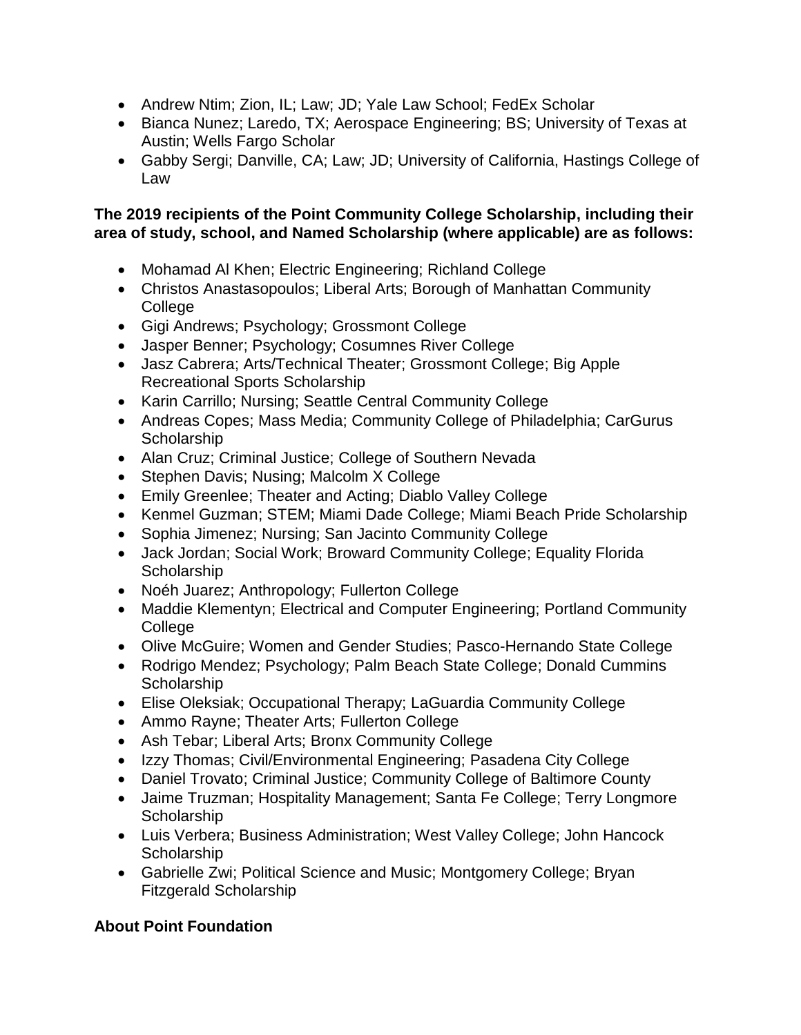- Andrew Ntim; Zion, IL; Law; JD; Yale Law School; FedEx Scholar
- Bianca Nunez; Laredo, TX; Aerospace Engineering; BS; University of Texas at Austin; Wells Fargo Scholar
- Gabby Sergi; Danville, CA; Law; JD; University of California, Hastings College of Law

**The 2019 recipients of the Point Community College Scholarship, including their area of study, school, and Named Scholarship (where applicable) are as follows:**

- Mohamad Al Khen; Electric Engineering; Richland College
- Christos Anastasopoulos; Liberal Arts; Borough of Manhattan Community College
- Gigi Andrews; Psychology; Grossmont College
- Jasper Benner; Psychology; Cosumnes River College
- Jasz Cabrera; Arts/Technical Theater; Grossmont College; Big Apple Recreational Sports Scholarship
- Karin Carrillo; Nursing; Seattle Central Community College
- Andreas Copes; Mass Media; Community College of Philadelphia; CarGurus Scholarship
- Alan Cruz; Criminal Justice; College of Southern Nevada
- Stephen Davis; Nusing; Malcolm X College
- Emily Greenlee; Theater and Acting; Diablo Valley College
- Kenmel Guzman; STEM; Miami Dade College; Miami Beach Pride Scholarship
- Sophia Jimenez; Nursing; San Jacinto Community College
- Jack Jordan; Social Work; Broward Community College; Equality Florida Scholarship
- Noéh Juarez; Anthropology; Fullerton College
- Maddie Klementyn; Electrical and Computer Engineering; Portland Community College
- Olive McGuire; Women and Gender Studies; Pasco-Hernando State College
- Rodrigo Mendez; Psychology; Palm Beach State College; Donald Cummins Scholarship
- Elise Oleksiak; Occupational Therapy; LaGuardia Community College
- Ammo Rayne; Theater Arts; Fullerton College
- Ash Tebar; Liberal Arts; Bronx Community College
- Izzy Thomas; Civil/Environmental Engineering; Pasadena City College
- Daniel Trovato; Criminal Justice; Community College of Baltimore County
- Jaime Truzman; Hospitality Management; Santa Fe College; Terry Longmore Scholarship
- Luis Verbera; Business Administration; West Valley College; John Hancock Scholarship
- Gabrielle Zwi; Political Science and Music; Montgomery College; Bryan Fitzgerald Scholarship

**About Point Foundation**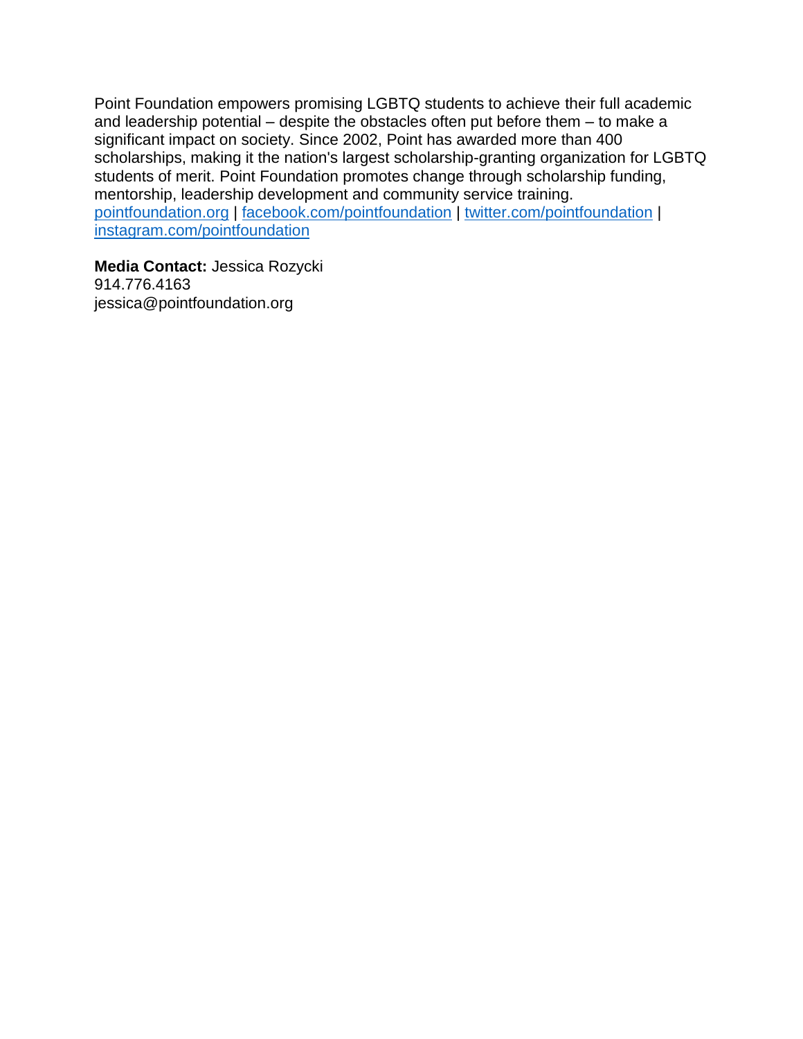Point Foundation empowers promising LGBTQ students to achieve their full academic and leadership potential – despite the obstacles often put before them – to make a significant impact on society. Since 2002, Point has awarded more than 400 scholarships, making it the nation's largest scholarship-granting organization for LGBTQ students of merit. Point Foundation promotes change through scholarship funding, mentorship, leadership development and community service training.
[pointfoundation.org](http://pointfoundation.org) | [facebook.com/pointfoundation](http://facebook.com/pointfoundation) | [twitter.com/pointfoundation](http://twitter.com/pointfoundation) | [instagram.com/pointfoundation](http://instagram.com/pointfoundation)

**Media Contact:** Jessica Rozycki
914.776.4163
jessica@pointfoundation.org